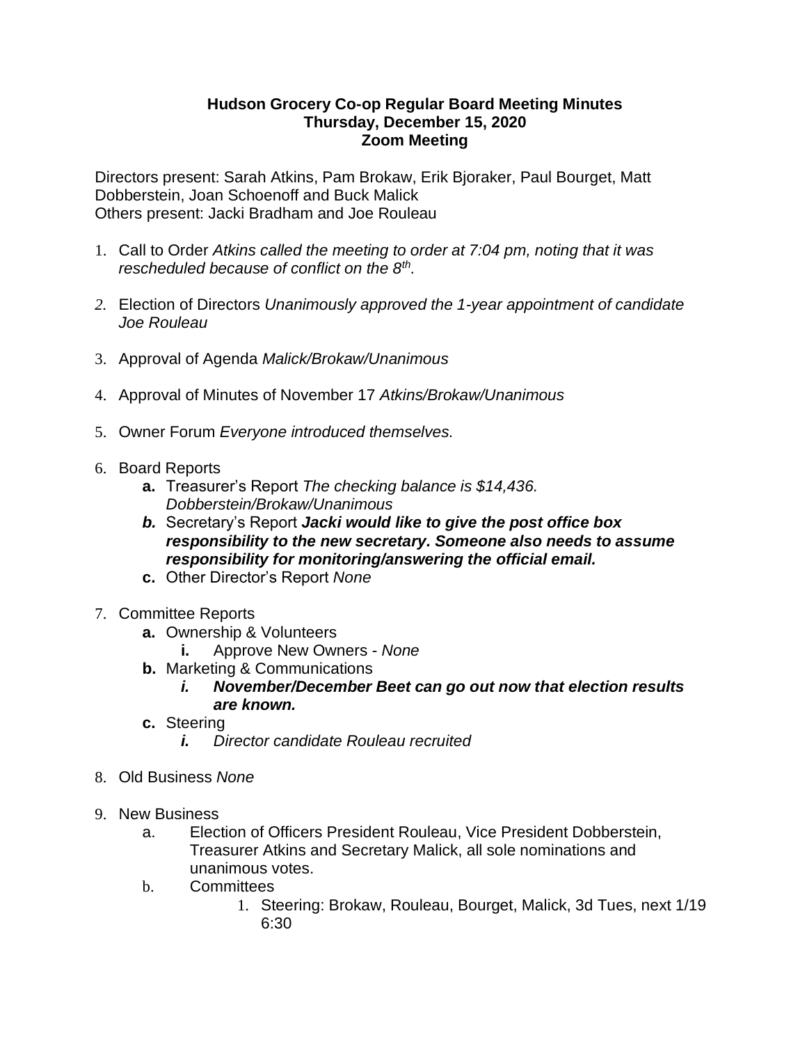**Hudson Grocery Co-op Regular Board Meeting Minutes**
**Thursday, December 15, 2020**
**Zoom Meeting**

Directors present: Sarah Atkins, Pam Brokaw, Erik Bjoraker, Paul Bourget, Matt Dobberstein, Joan Schoenoff and Buck Malick
Others present: Jacki Bradham and Joe Rouleau

1. Call to Order *Atkins called the meeting to order at 7:04 pm, noting that it was rescheduled because of conflict on the 8th.*

2. Election of Directors *Unanimously approved the 1-year appointment of candidate Joe Rouleau*

3. Approval of Agenda *Malick/Brokaw/Unanimous*

4. Approval of Minutes of November 17 *Atkins/Brokaw/Unanimous*

5. Owner Forum *Everyone introduced themselves.*

6. Board Reports
   - **a.** Treasurer's Report *The checking balance is $14,436. Dobberstein/Brokaw/Unanimous*
   - ***b.*** Secretary's Report ***Jacki would like to give the post office box responsibility to the new secretary. Someone also needs to assume responsibility for monitoring/answering the official email.***
   - **c.** Other Director's Report *None*

7. Committee Reports
   - **a.** Ownership & Volunteers
     - **i.** Approve New Owners - *None*
   - **b.** Marketing & Communications
     - ***i.*** ***November/December Beet can go out now that election results are known.***
   - **c.** Steering
     - ***i.*** *Director candidate Rouleau recruited*

8. Old Business *None*

9. New Business
   - a. Election of Officers President Rouleau, Vice President Dobberstein, Treasurer Atkins and Secretary Malick, all sole nominations and unanimous votes.
   - b. Committees
     1. Steering: Brokaw, Rouleau, Bourget, Malick, 3d Tues, next 1/19 6:30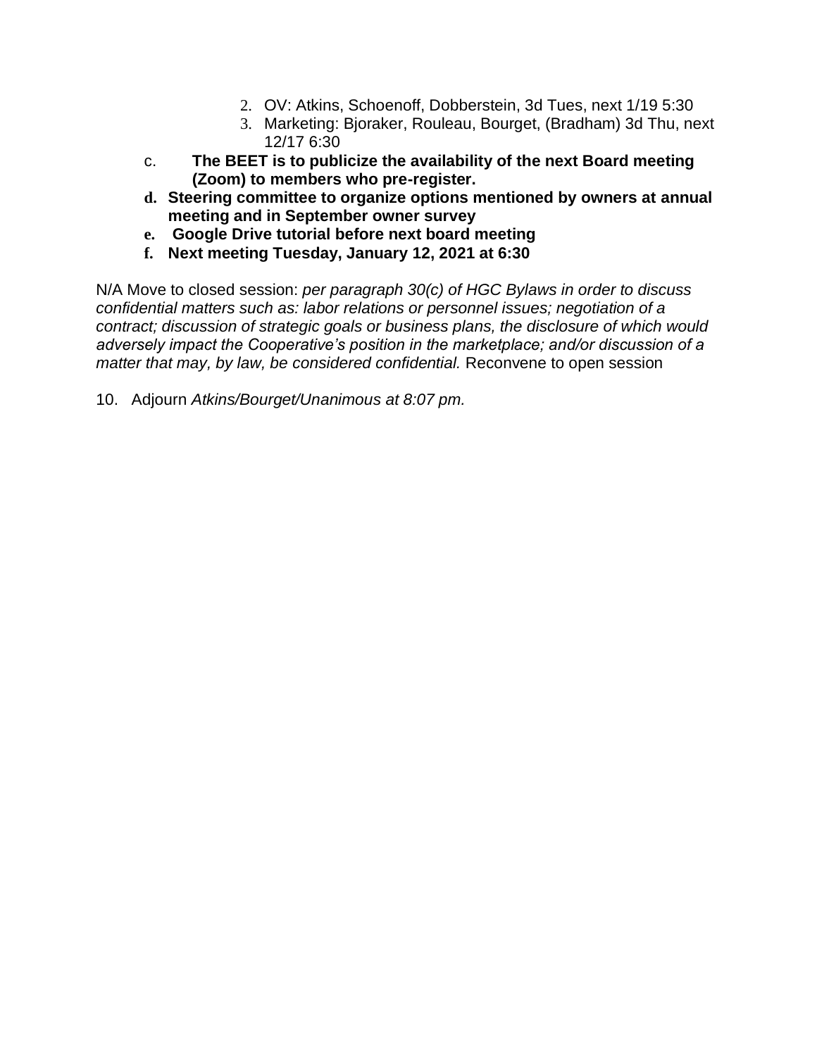2. OV: Atkins, Schoenoff, Dobberstein, 3d Tues, next 1/19 5:30
3. Marketing: Bjoraker, Rouleau, Bourget, (Bradham) 3d Thu, next 12/17 6:30

c. **The BEET is to publicize the availability of the next Board meeting (Zoom) to members who pre-register.**

d. **Steering committee to organize options mentioned by owners at annual meeting and in September owner survey**

e. **Google Drive tutorial before next board meeting**

f. **Next meeting Tuesday, January 12, 2021 at 6:30**

N/A Move to closed session: *per paragraph 30(c) of HGC Bylaws in order to discuss confidential matters such as: labor relations or personnel issues; negotiation of a contract; discussion of strategic goals or business plans, the disclosure of which would adversely impact the Cooperative's position in the marketplace; and/or discussion of a matter that may, by law, be considered confidential.* Reconvene to open session

10. Adjourn *Atkins/Bourget/Unanimous at 8:07 pm.*